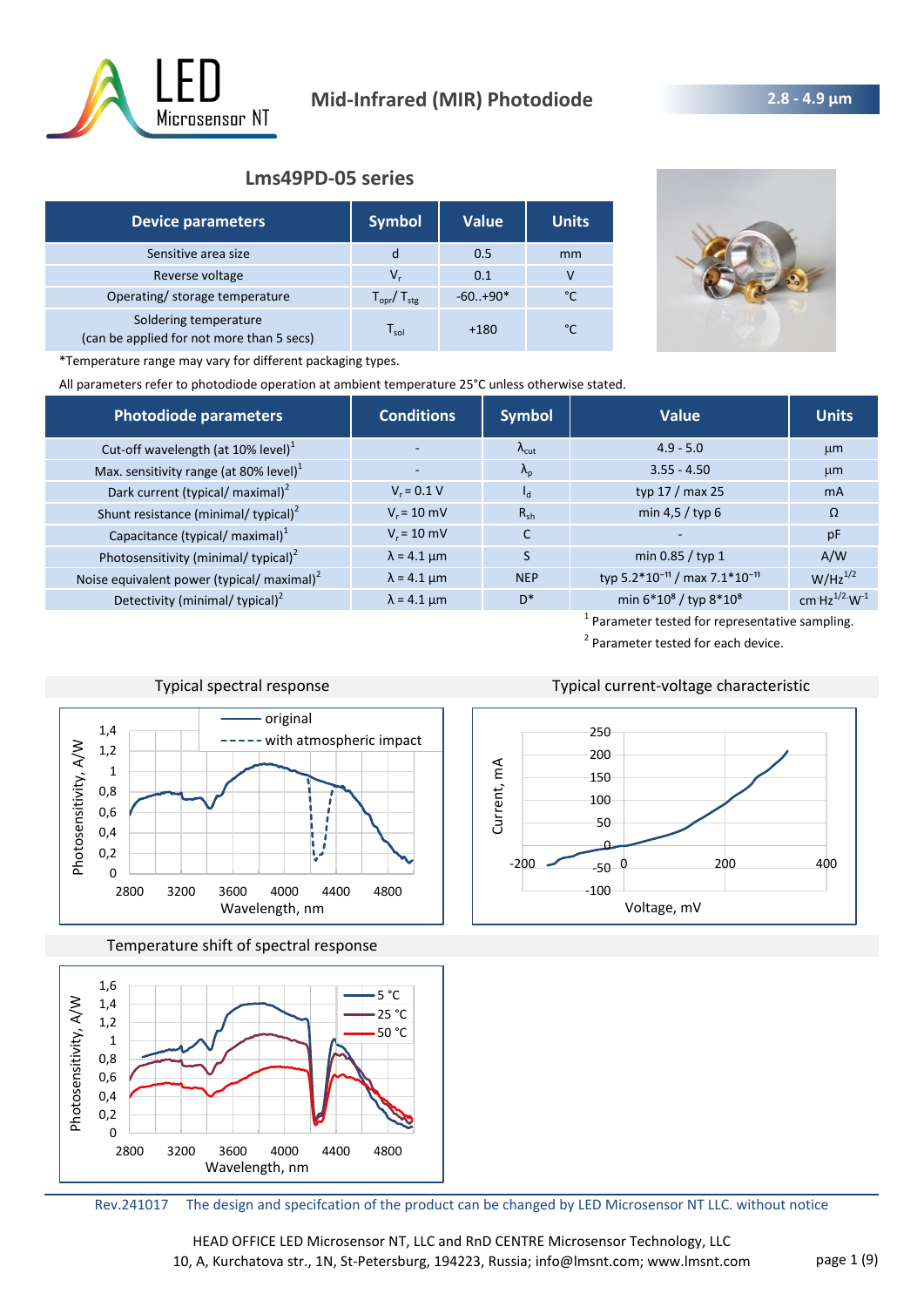# Mid-Infrared (MIR) Photodiode

**2.8 - 4.9 µm**

## Lms49PD-05 series

| Device parameters | Symbol | Value | Units |
|---|---|---|---|
| Sensitive area size | d | 0.5 | mm |
| Reverse voltage | $V_r$ | 0.1 | V |
| Operating/ storage temperature | $T_{opr}$/ $T_{stg}$ | -60..+90* | °C |
| Soldering temperature (can be applied for not more than 5 secs) | $T_{sol}$ | +180 | °C |

*Temperature range may vary for different packaging types.

All parameters refer to photodiode operation at ambient temperature 25°C unless otherwise stated.

| Photodiode parameters | Conditions | Symbol | Value | Units |
|---|---|---|---|---|
| Cut-off wavelength (at 10% level)[1] | - | $\lambda_{cut}$ | 4.9 - 5.0 | µm |
| Max. sensitivity range (at 80% level)[1] | - | $\lambda_p$ | 3.55 - 4.50 | µm |
| Dark current (typical/ maximal)[2] | $V_r$ = 0.1 V | $I_d$ | typ 17 / max 25 | mA |
| Shunt resistance (minimal/ typical)[2] | $V_r$ = 10 mV | $R_{sh}$ | min 4,5 / typ 6 | Ω |
| Capacitance (typical/ maximal)[1] | $V_r$ = 10 mV | C | - | pF |
| Photosensitivity (minimal/ typical)[2] | λ = 4.1 µm | S | min 0.85 / typ 1 | A/W |
| Noise equivalent power (typical/ maximal)[2] | λ = 4.1 µm | NEP | typ $5.2 \cdot 10^{-11}$ / max $7.1 \cdot 10^{-11}$ | $W/Hz^{1/2}$ |
| Detectivity (minimal/ typical)[2] | λ = 4.1 µm | D* | min $6 \cdot 10^8$ / typ $8 \cdot 10^8$ | $cm \cdot Hz^{1/2} \cdot W^{-1}$ |

[1] Parameter tested for representative sampling.

[2] Parameter tested for each device.

### Typical spectral response

original
with atmospheric impact
Photosensitivity, A/W
1,4
1,2
1
0,8
0,6
0,4
0,2
0
2800 3200 3600 4000 4400 4800
Wavelength, nm

### Typical current-voltage characteristic

Current, mA
250
200
150
100
50
0
-50
-100
-200 0 200 400
Voltage, mV

### Temperature shift of spectral response

5 °C
25 °C
50 °C
Photosensitivity, A/W
1,6
1,4
1,2
1
0,8
0,6
0,4
0,2
0
2800 3200 3600 4000 4400 4800
Wavelength, nm

Rev.241017 The design and specifcation of the product can be changed by LED Microsensor NT LLC. without notice

HEAD OFFICE LED Microsensor NT, LLC and RnD CENTRE Microsensor Technology, LLC
10, A, Kurchatova str., 1N, St-Petersburg, 194223, Russia; info@lmsnt.com; www.lmsnt.com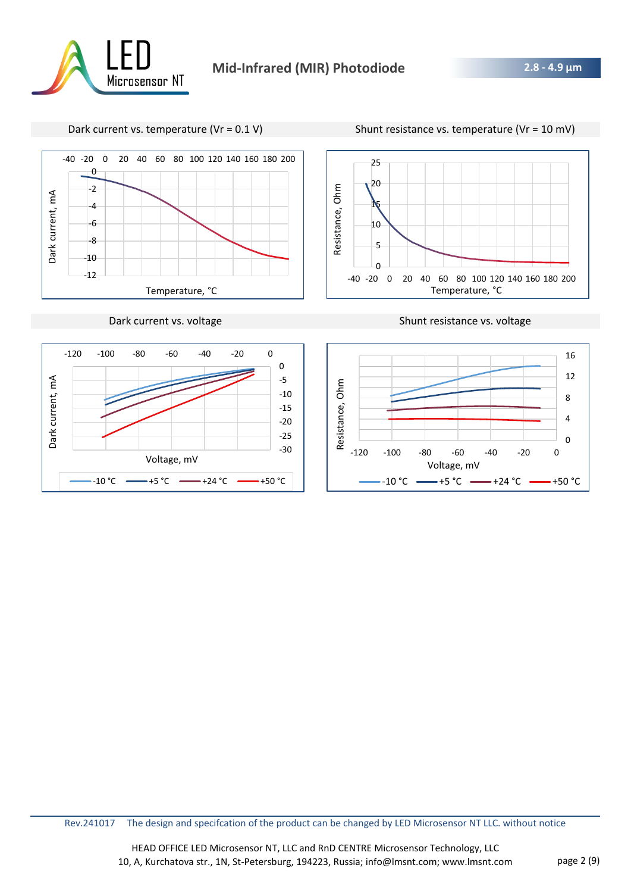Dark current vs. temperature (Vr = 0.1 V)

-40 -20 0 20 40 60 80 100 120 140 160 180 200

0
-2
-4
-6
-8
-10
-12

Dark current, mA

Temperature, °C

Shunt resistance vs. temperature (Vr = 10 mV)

25
20
15
10
5
0

Resistance, Ohm

-40 -20 0 20 40 60 80 100 120 140 160 180 200

Temperature, °C

Dark current vs. voltage

-120 -100 -80 -60 -40 -20 0

0
-5
-10
-15
-20
-25
-30

Dark current, mA

Voltage, mV

-10 °C  +5 °C  +24 °C  +50 °C

Shunt resistance vs. voltage

16
12
8
4
0

Resistance, Ohm

-120 -100 -80 -60 -40 -20 0

Voltage, mV

-10 °C  +5 °C  +24 °C  +50 °C

Rev.241017 The design and specifcation of the product can be changed by LED Microsensor NT LLC. without notice

HEAD OFFICE LED Microsensor NT, LLC and RnD CENTRE Microsensor Technology, LLC
10, A, Kurchatova str., 1N, St-Petersburg, 194223, Russia; info@lmsnt.com; www.lmsnt.com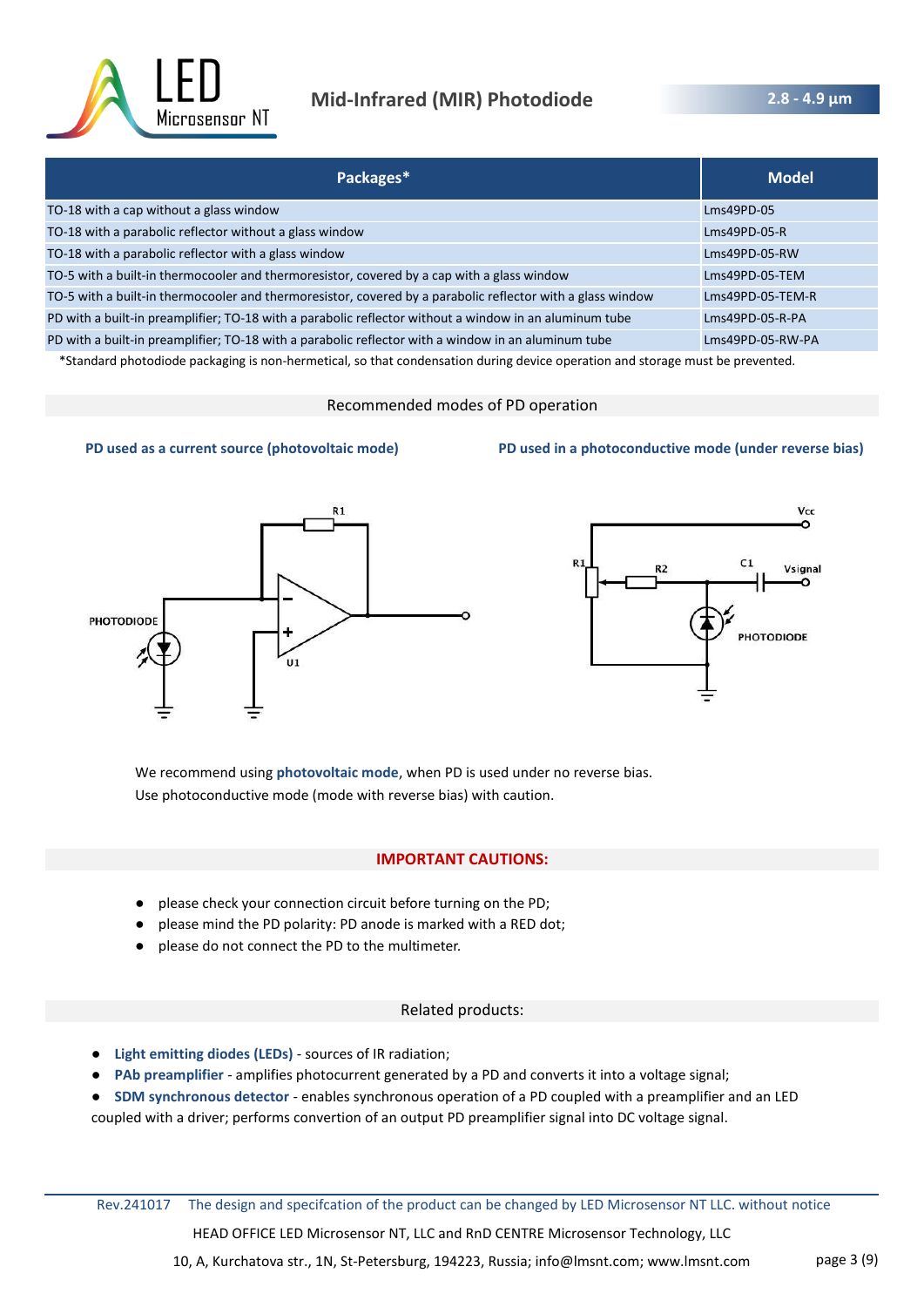| Packages* | Model |
|---|---|
| TO-18 with a cap without a glass window | Lms49PD-05 |
| TO-18 with a parabolic reflector without a glass window | Lms49PD-05-R |
| TO-18 with a parabolic reflector with a glass window | Lms49PD-05-RW |
| TO-5 with a built-in thermocooler and thermoresistor, covered by a cap with a glass window | Lms49PD-05-TEM |
| TO-5 with a built-in thermocooler and thermoresistor, covered by a parabolic reflector with a glass window | Lms49PD-05-TEM-R |
| PD with a built-in preamplifier; TO-18 with a parabolic reflector without a window in an aluminum tube | Lms49PD-05-R-PA |
| PD with a built-in preamplifier; TO-18 with a parabolic reflector with a window in an aluminum tube | Lms49PD-05-RW-PA |

*Standard photodiode packaging is non-hermetical, so that condensation during device operation and storage must be prevented.

## Recommended modes of PD operation

**PD used as a current source (photovoltaic mode)**

R1
PHOTODIODE
U1

**PD used in a photoconductive mode (under reverse bias)**

Vcc
R1
R2
C1
Vsignal
PHOTODIODE

We recommend using **photovoltaic mode**, when PD is used under no reverse bias.
Use photoconductive mode (mode with reverse bias) with caution.

## IMPORTANT CAUTIONS:

- please check your connection circuit before turning on the PD;
- please mind the PD polarity: PD anode is marked with a RED dot;
- please do not connect the PD to the multimeter.

## Related products:

- **Light emitting diodes (LEDs)** - sources of IR radiation;
- **PAb preamplifier** - amplifies photocurrent generated by a PD and converts it into a voltage signal;
- **SDM synchronous detector** - enables synchronous operation of a PD coupled with a preamplifier and an LED coupled with a driver; performs convertion of an output PD preamplifier signal into DC voltage signal.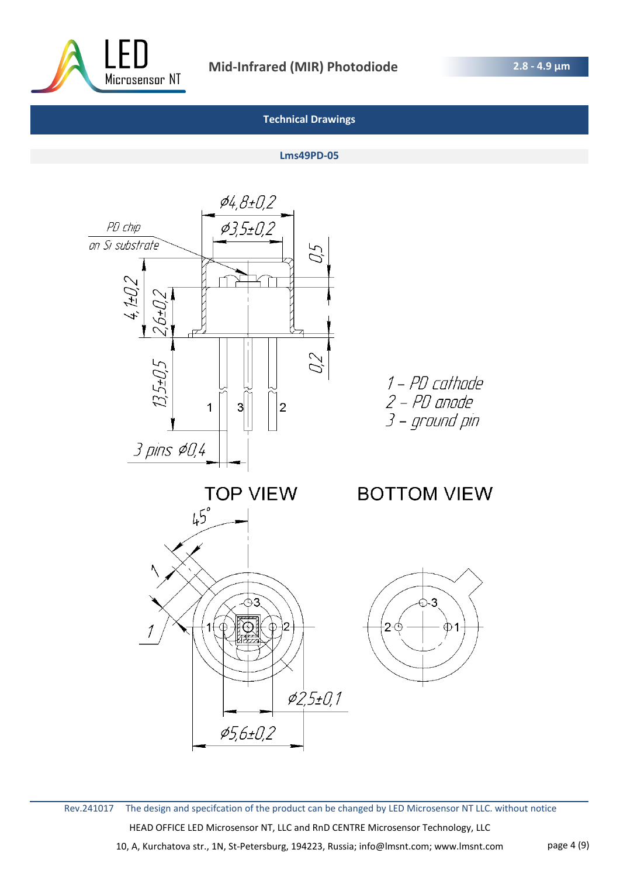## Technical Drawings

### Lms49PD-05

Ø4,8±0,2

Ø3,5±0,2

PD chip on Si substrate

0,5

4,1±0,2

2,6±0,2

0,2

13,5±0,5

1 3 2

3 pins Ø0,4

1 – PD cathode
2 – PD anode
3 – ground pin

TOP VIEW

45°

1

1

Ø2,5±0,1

Ø5,6±0,2

BOTTOM VIEW

Rev.241017 The design and specifcation of the product can be changed by LED Microsensor NT LLC. without notice

HEAD OFFICE LED Microsensor NT, LLC and RnD CENTRE Microsensor Technology, LLC

10, A, Kurchatova str., 1N, St-Petersburg, 194223, Russia; info@lmsnt.com; www.lmsnt.com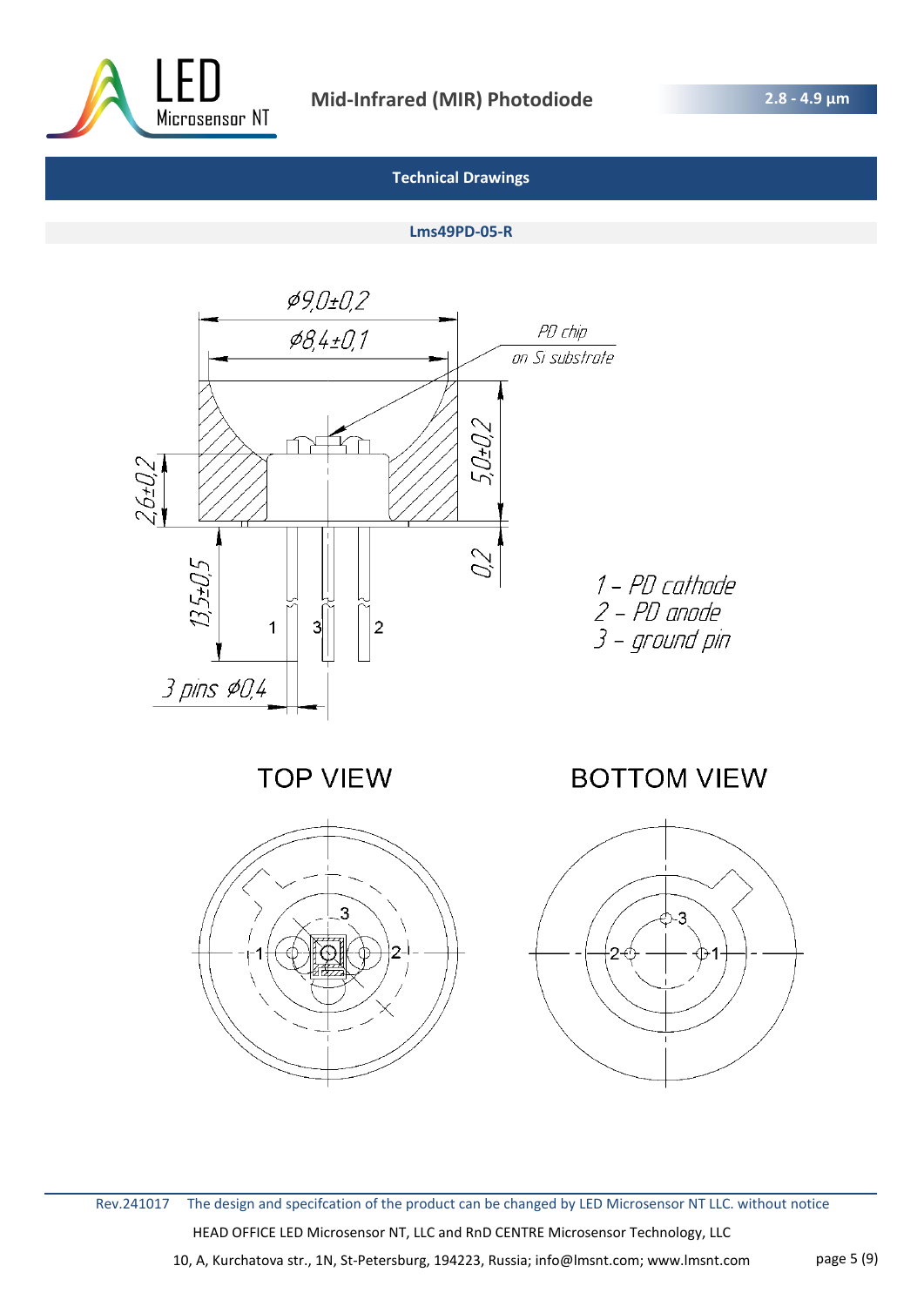## Technical Drawings

### Lms49PD-05-R

⌀9,0±0,2

⌀8,4±0,1

PD chip

on Si substrate

5,0±0,2

2,6±0,2

0,2

13,5±0,5

1 3 2

3 pins ⌀0,4

1 – PD cathode
2 – PD anode
3 – ground pin

TOP VIEW

BOTTOM VIEW

Rev.241017 The design and specifcation of the product can be changed by LED Microsensor NT LLC. without notice

HEAD OFFICE LED Microsensor NT, LLC and RnD CENTRE Microsensor Technology, LLC

10, A, Kurchatova str., 1N, St-Petersburg, 194223, Russia; info@lmsnt.com; www.lmsnt.com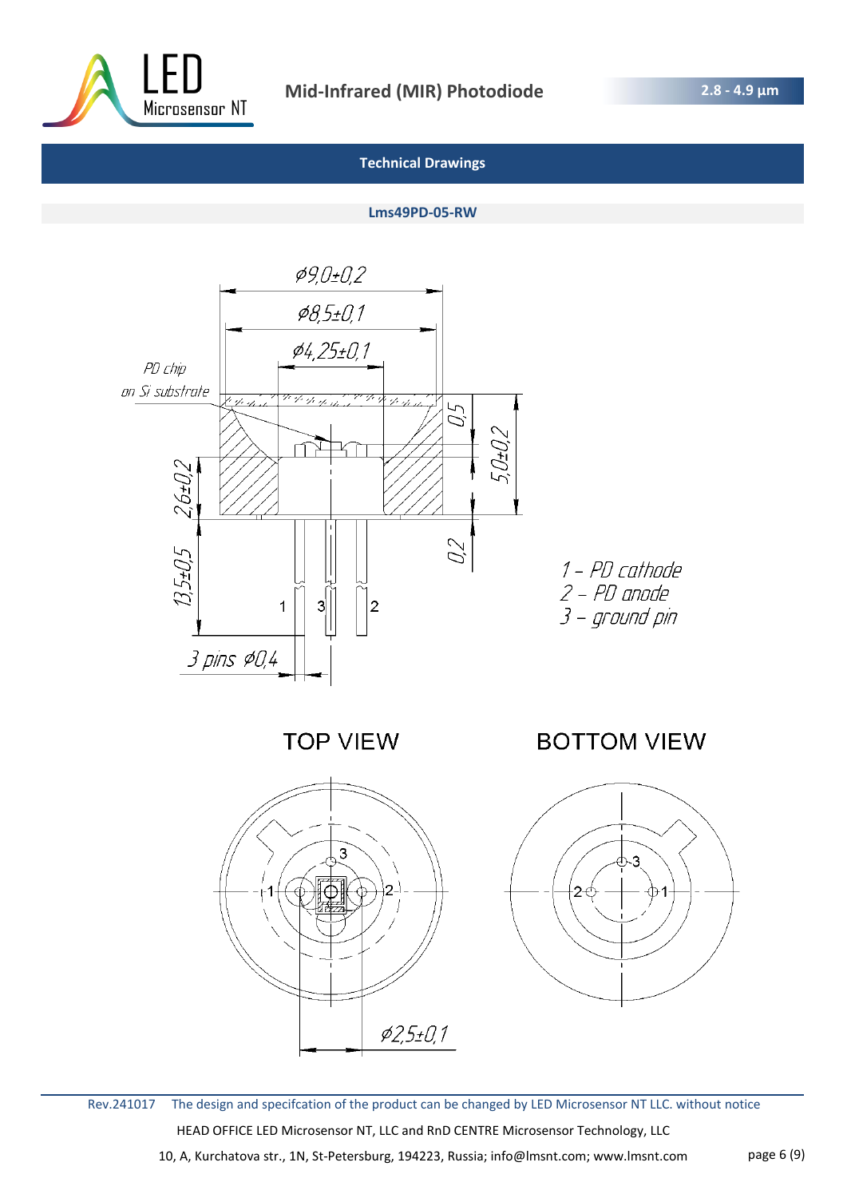## Technical Drawings

### Lms49PD-05-RW

ø9,0±0,2

ø8,5±0,1

ø4,25±0,1

PD chip on Si substrate

0,5

5,0±0,2

2,6±0,2

13,5±0,5

0,2

1 3 2

3 pins ø0,4

1 – PD cathode
2 – PD anode
3 – ground pin

TOP VIEW

BOTTOM VIEW

ø2,5±0,1

Rev.241017 The design and specifcation of the product can be changed by LED Microsensor NT LLC. without notice

HEAD OFFICE LED Microsensor NT, LLC and RnD CENTRE Microsensor Technology, LLC

10, A, Kurchatova str., 1N, St-Petersburg, 194223, Russia; info@lmsnt.com; www.lmsnt.com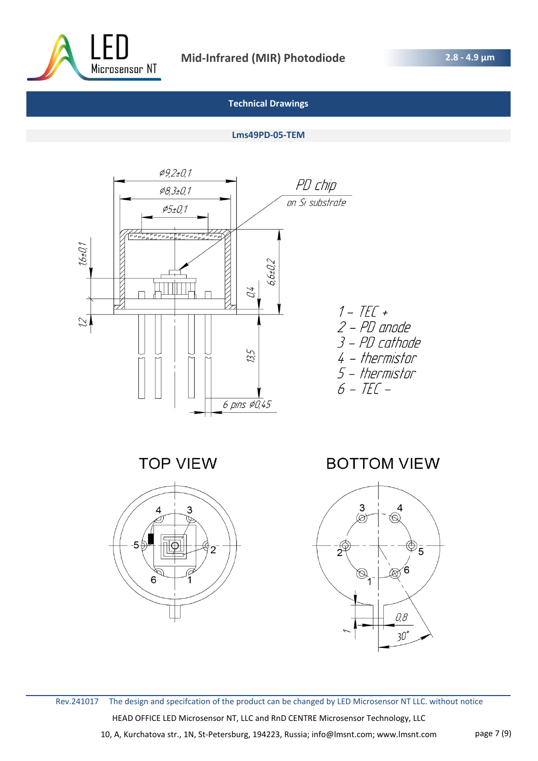## Technical Drawings

### Lms49PD-05-TEM

ø9,2±0,1

ø8,3±0,1

ø5±0,1

PD chip

on Si substrate

1,6±0,1

1,2

0,4

6,6±0,2

13,5

6 pins ø0,45

1 – TEC +
2 – PD anode
3 – PD cathode
4 – thermistor
5 – thermistor
6 – TEC –

TOP VIEW

4 3 5 2 6 1

BOTTOM VIEW

3 4 2 5 1 6

0,8

1

30°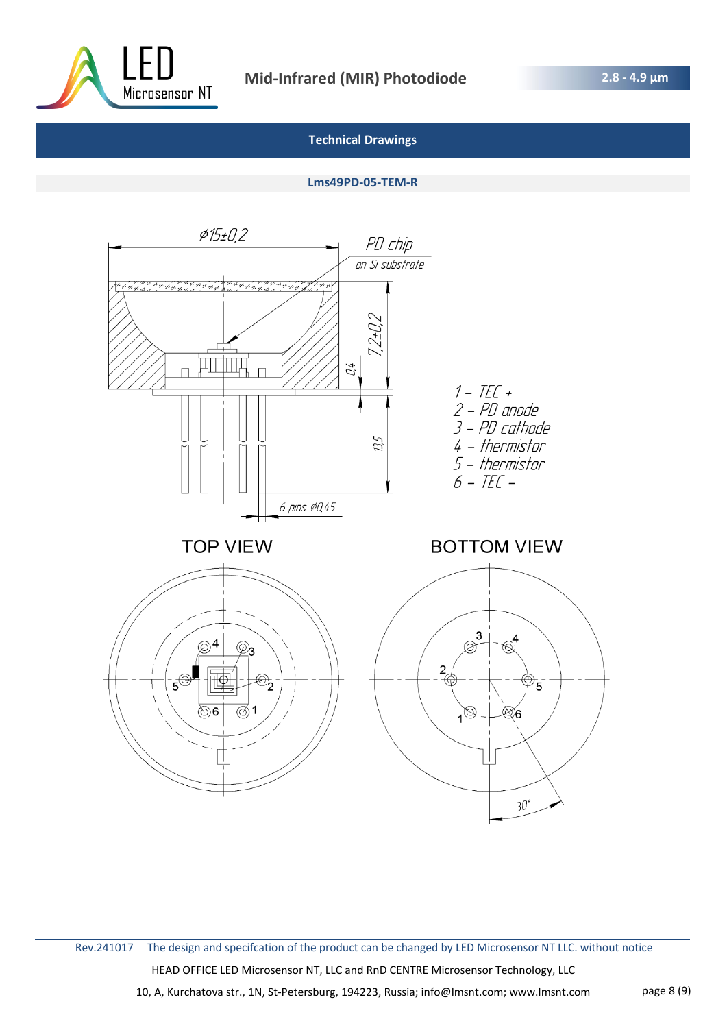## Technical Drawings

### Lms49PD-05-TEM-R

⌀15±0,2

PD chip

on Si substrate

7,2±0,2

0,4

13,5

6 pins ⌀0,45

1 – TEC +
2 – PD anode
3 – PD cathode
4 – thermistor
5 – thermistor
6 – TEC –

TOP VIEW

4
3
5
2
6
1

BOTTOM VIEW

3
4
2
5
1
6

30°

Rev.241017 The design and specifcation of the product can be changed by LED Microsensor NT LLC. without notice

HEAD OFFICE LED Microsensor NT, LLC and RnD CENTRE Microsensor Technology, LLC

10, A, Kurchatova str., 1N, St-Petersburg, 194223, Russia; info@lmsnt.com; www.lmsnt.com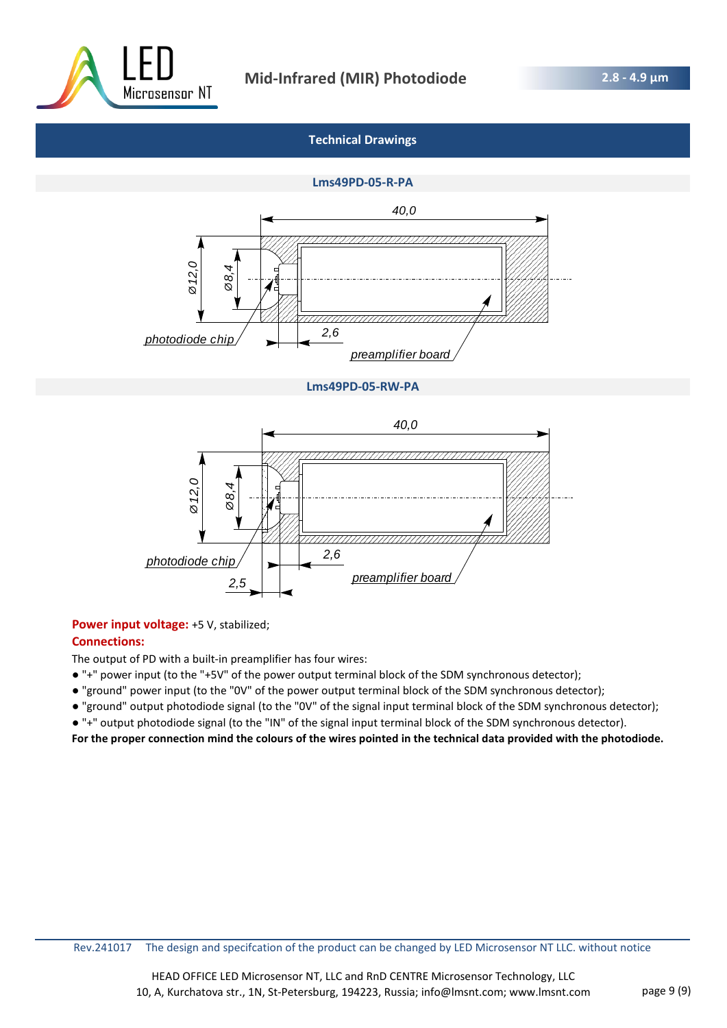## Technical Drawings

### Lms49PD-05-R-PA

40,0

Ø12,0

Ø8,4

2,6

photodiode chip

preamplifier board

### Lms49PD-05-RW-PA

40,0

Ø12,0

Ø8,4

2,6

2,5

photodiode chip

preamplifier board

**Power input voltage:** +5 V, stabilized;

**Connections:**

The output of PD with a built-in preamplifier has four wires:

- "+" power input (to the "+5V" of the power output terminal block of the SDM synchronous detector);
- "ground" power input (to the "0V" of the power output terminal block of the SDM synchronous detector);
- "ground" output photodiode signal (to the "0V" of the signal input terminal block of the SDM synchronous detector);
- "+" output photodiode signal (to the "IN" of the signal input terminal block of the SDM synchronous detector).

**For the proper connection mind the colours of the wires pointed in the technical data provided with the photodiode.**

Rev.241017 The design and specifcation of the product can be changed by LED Microsensor NT LLC. without notice

HEAD OFFICE LED Microsensor NT, LLC and RnD CENTRE Microsensor Technology, LLC
10, A, Kurchatova str., 1N, St-Petersburg, 194223, Russia; info@lmsnt.com; www.lmsnt.com